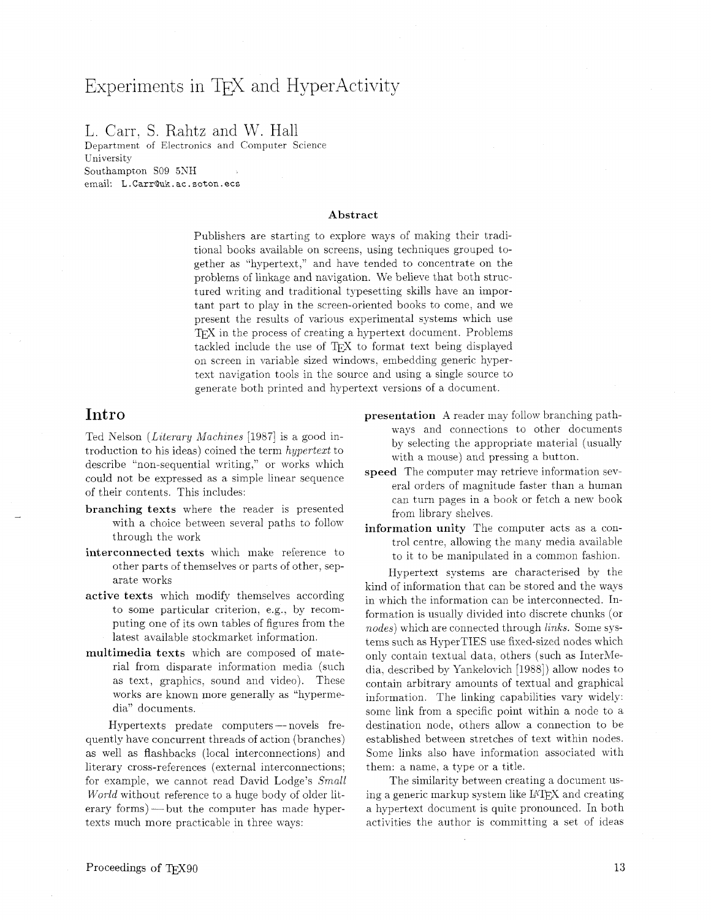# Experiments in TeX and HyperActivity

L. Carr, S. Rahtz and W. Hall
Department of Electronics and Computer Science
University
Southampton S09 5NH
email: `L.Carr@uk.ac.soton.ecs`

### Abstract

Publishers are starting to explore ways of making their traditional books available on screens, using techniques grouped together as "hypertext," and have tended to concentrate on the problems of linkage and navigation. We believe that both structured writing and traditional typesetting skills have an important part to play in the screen-oriented books to come, and we present the results of various experimental systems which use TeX in the process of creating a hypertext document. Problems tackled include the use of TeX to format text being displayed on screen in variable sized windows, embedding generic hypertext navigation tools in the source and using a single source to generate both printed and hypertext versions of a document.

## Intro

Ted Nelson (*Literary Machines* [1987] is a good introduction to his ideas) coined the term *hypertext* to describe "non-sequential writing," or works which could not be expressed as a simple linear sequence of their contents. This includes:

**branching texts** where the reader is presented with a choice between several paths to follow through the work

**interconnected texts** which make reference to other parts of themselves or parts of other, separate works

**active texts** which modify themselves according to some particular criterion, e.g., by recomputing one of its own tables of figures from the latest available stockmarket information.

**multimedia texts** which are composed of material from disparate information media (such as text, graphics, sound and video). These works are known more generally as "hypermedia" documents.

Hypertexts predate computers — novels frequently have concurrent threads of action (branches) as well as flashbacks (local interconnections) and literary cross-references (external interconnections; for example, we cannot read David Lodge's *Small World* without reference to a huge body of older literary forms) — but the computer has made hypertexts much more practicable in three ways:

**presentation** A reader may follow branching pathways and connections to other documents by selecting the appropriate material (usually with a mouse) and pressing a button.

**speed** The computer may retrieve information several orders of magnitude faster than a human can turn pages in a book or fetch a new book from library shelves.

**information unity** The computer acts as a control centre, allowing the many media available to it to be manipulated in a common fashion.

Hypertext systems are characterised by the kind of information that can be stored and the ways in which the information can be interconnected. Information is usually divided into discrete chunks (or *nodes*) which are connected through *links*. Some systems such as HyperTIES use fixed-sized nodes which only contain textual data, others (such as InterMedia, described by Yankelovich [1988]) allow nodes to contain arbitrary amounts of textual and graphical information. The linking capabilities vary widely: some link from a specific point within a node to a destination node, others allow a connection to be established between stretches of text within nodes. Some links also have information associated with them: a name, a type or a title.

The similarity between creating a document using a generic markup system like LaTeX and creating a hypertext document is quite pronounced. In both activities the author is committing a set of ideas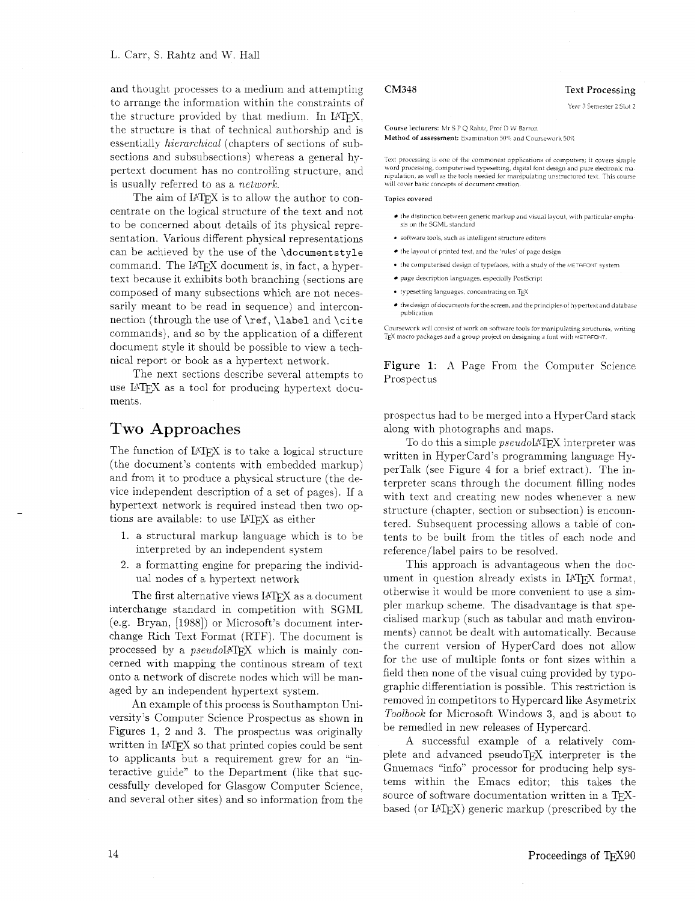and thought processes to a medium and attempting to arrange the information within the constraints of the structure provided by that medium. In LaTeX, the structure is that of technical authorship and is essentially *hierarchical* (chapters of sections of subsections and subsubsections) whereas a general hypertext document has no controlling structure, and is usually referred to as a *network*.

The aim of LaTeX is to allow the author to concentrate on the logical structure of the text and not to be concerned about details of its physical representation. Various different physical representations can be achieved by the use of the `\documentstyle` command. The LaTeX document is, in fact, a hypertext because it exhibits both branching (sections are composed of many subsections which are not necessarily meant to be read in sequence) and interconnection (through the use of `\ref`, `\label` and `\cite` commands), and so by the application of a different document style it should be possible to view a technical report or book as a hypertext network.

The next sections describe several attempts to use LaTeX as a tool for producing hypertext documents.

## Two Approaches

The function of LaTeX is to take a logical structure (the document's contents with embedded markup) and from it to produce a physical structure (the device independent description of a set of pages). If a hypertext network is required instead then two options are available: to use LaTeX as either

1. a structural markup language which is to be interpreted by an independent system
2. a formatting engine for preparing the individual nodes of a hypertext network

The first alternative views LaTeX as a document interchange standard in competition with SGML (e.g. Bryan, [1988]) or Microsoft's document interchange Rich Text Format (RTF). The document is processed by a *pseudo*LaTeX which is mainly concerned with mapping the continous stream of text onto a network of discrete nodes which will be managed by an independent hypertext system.

An example of this process is Southampton University's Computer Science Prospectus as shown in Figures 1, 2 and 3. The prospectus was originally written in LaTeX so that printed copies could be sent to applicants but a requirement grew for an "interactive guide" to the Department (like that successfully developed for Glasgow Computer Science, and several other sites) and so information from the prospectus had to be merged into a HyperCard stack along with photographs and maps.

**CM348** **Text Processing**

Year 3 Semester 2 Slot 2

**Course lecturers:** Mr S P Q Rahtz, Prof D W Barron
**Method of assessment:** Examination 50% and Coursework 50%

Text processing is one of the commonest applications of computers; it covers simple word processing, computerised typesetting, digital font design and pure electronic manipulation, as well as the tools needed for manipulating unstructured text. This course will cover basic concepts of document creation.

**Topics covered**

- the distinction between generic markup and visual layout, with particular emphasis on the SGML standard
- software tools, such as intelligent structure editors
- the layout of printed text, and the 'rules' of page design
- the computerised design of typefaces, with a study of the METAFONT system
- page description languages, especially PostScript
- typesetting languages, concentrating on TeX
- the design of documents for the screen, and the principles of hypertext and database publication

Coursework will consist of work on software tools for manipulating structures, writing TeX macro packages and a group project on designing a font with METAFONT.

**Figure 1:** A Page From the Computer Science Prospectus

To do this a simple *pseudo*LaTeX interpreter was written in HyperCard's programming language HyperTalk (see Figure 4 for a brief extract). The interpreter scans through the document filling nodes with text and creating new nodes whenever a new structure (chapter, section or subsection) is encountered. Subsequent processing allows a table of contents to be built from the titles of each node and reference/label pairs to be resolved.

This approach is advantageous when the document in question already exists in LaTeX format, otherwise it would be more convenient to use a simpler markup scheme. The disadvantage is that specialised markup (such as tabular and math environments) cannot be dealt with automatically. Because the current version of HyperCard does not allow for the use of multiple fonts or font sizes within a field then none of the visual cuing provided by typographic differentiation is possible. This restriction is removed in competitors to Hypercard like Asymetrix *Toolbook* for Microsoft Windows 3, and is about to be remedied in new releases of Hypercard.

A successful example of a relatively complete and advanced pseudoTeX interpreter is the Gnuemacs "info" processor for producing help systems within the Emacs editor; this takes the source of software documentation written in a TeX-based (or LaTeX) generic markup (prescribed by the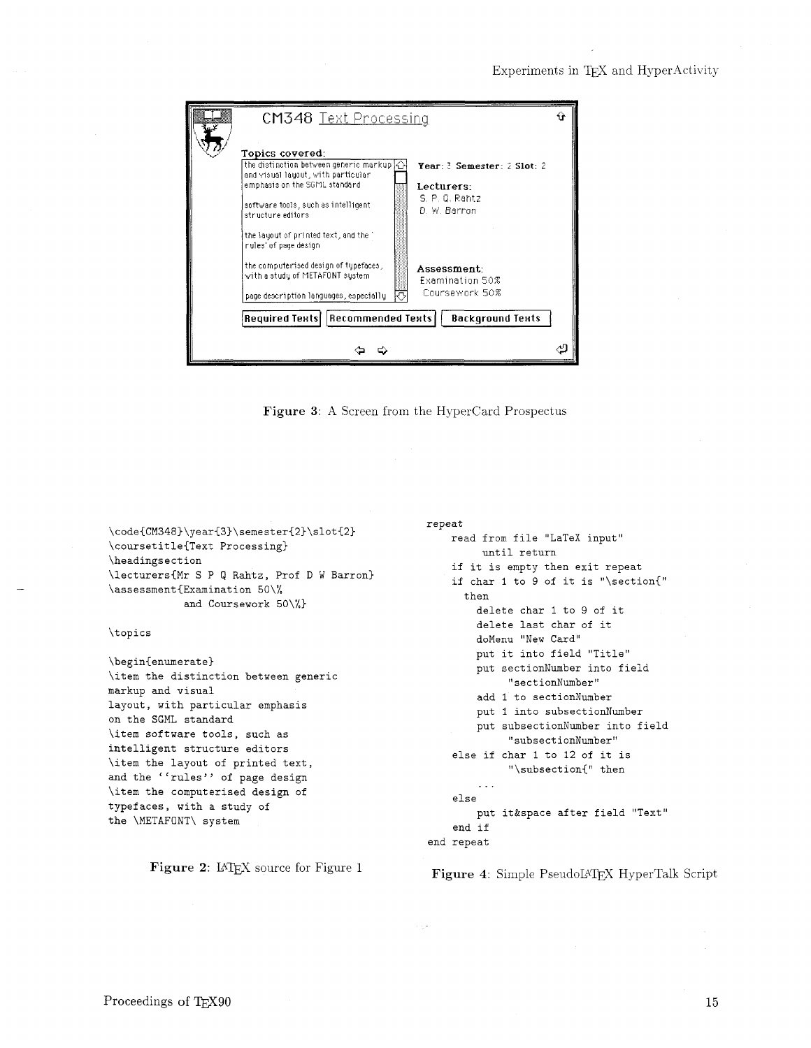Figure 3: A Screen from the HyperCard Prospectus

```
\code{CM348}\year{3}\semester{2}\slot{2}
\coursetitle{Text Processing}
\headingsection
\lecturers{Mr S P Q Rahtz, Prof D W Barron}
\assessment{Examination 50\%
           and Coursework 50\%}

\topics

\begin{enumerate}
\item the distinction between generic
markup and visual
layout, with particular emphasis
on the SGML standard
\item software tools, such as
intelligent structure editors
\item the layout of printed text,
and the ``rules'' of page design
\item the computerised design of
typefaces, with a study of
the \METAFONT\ system
```

**Figure 2**: LaTeX source for Figure 1

```
repeat
    read from file "LaTeX input"
         until return
    if it is empty then exit repeat
    if char 1 to 9 of it is "\section{"
      then
        delete char 1 to 9 of it
        delete last char of it
        doMenu "New Card"
        put it into field "Title"
        put sectionNumber into field
             "sectionNumber"
        add 1 to sectionNumber
        put 1 into subsectionNumber
        put subsectionNumber into field
             "subsectionNumber"
    else if char 1 to 12 of it is
             "\subsection{" then
        ...
    else
        put it&space after field "Text"
    end if
end repeat
```

**Figure 4**: Simple PseudoLaTeX HyperTalk Script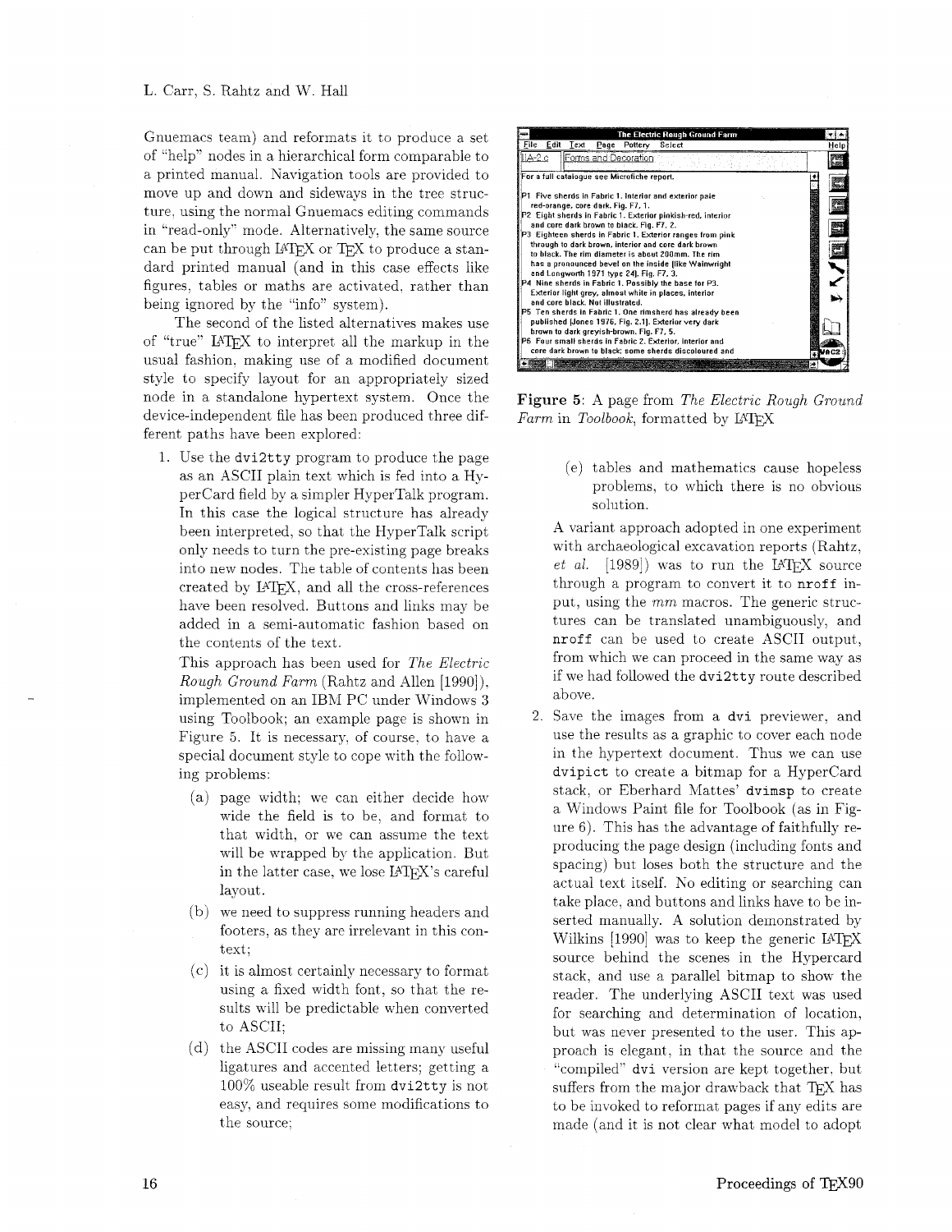Gnuemacs team) and reformats it to produce a set of "help" nodes in a hierarchical form comparable to a printed manual. Navigation tools are provided to move up and down and sideways in the tree structure, using the normal Gnuemacs editing commands in "read-only" mode. Alternatively, the same source can be put through LaTeX or TeX to produce a standard printed manual (and in this case effects like figures, tables or maths are activated, rather than being ignored by the "info" system).

The second of the listed alternatives makes use of "true" LaTeX to interpret all the markup in the usual fashion, making use of a modified document style to specify layout for an appropriately sized node in a standalone hypertext system. Once the device-independent file has been produced three different paths have been explored:

1. Use the `dvi2tty` program to produce the page as an ASCII plain text which is fed into a HyperCard field by a simpler HyperTalk program. In this case the logical structure has already been interpreted, so that the HyperTalk script only needs to turn the pre-existing page breaks into new nodes. The table of contents has been created by LaTeX, and all the cross-references have been resolved. Buttons and links may be added in a semi-automatic fashion based on the contents of the text.

   This approach has been used for *The Electric Rough Ground Farm* (Rahtz and Allen [1990]), implemented on an IBM PC under Windows 3 using Toolbook; an example page is shown in Figure 5. It is necessary, of course, to have a special document style to cope with the following problems:

   (a) page width; we can either decide how wide the field is to be, and format to that width, or we can assume the text will be wrapped by the application. But in the latter case, we lose LaTeX's careful layout.

   (b) we need to suppress running headers and footers, as they are irrelevant in this context;

   (c) it is almost certainly necessary to format using a fixed width font, so that the results will be predictable when converted to ASCII;

   (d) the ASCII codes are missing many useful ligatures and accented letters; getting a 100% useable result from `dvi2tty` is not easy, and requires some modifications to the source;

   (e) tables and mathematics cause hopeless problems, to which there is no obvious solution.

   A variant approach adopted in one experiment with archaeological excavation reports (Rahtz, *et al.* [1989]) was to run the LaTeX source through a program to convert it to `nroff` input, using the *mm* macros. The generic structures can be translated unambiguously, and `nroff` can be used to create ASCII output, from which we can proceed in the same way as if we had followed the `dvi2tty` route described above.

2. Save the images from a `dvi` previewer, and use the results as a graphic to cover each node in the hypertext document. Thus we can use `dvipict` to create a bitmap for a HyperCard stack, or Eberhard Mattes' `dvimsp` to create a Windows Paint file for Toolbook (as in Figure 6). This has the advantage of faithfully reproducing the page design (including fonts and spacing) but loses both the structure and the actual text itself. No editing or searching can take place, and buttons and links have to be inserted manually. A solution demonstrated by Wilkins [1990] was to keep the generic LaTeX source behind the scenes in the Hypercard stack, and use a parallel bitmap to show the reader. The underlying ASCII text was used for searching and determination of location, but was never presented to the user. This approach is elegant, in that the source and the "compiled" `dvi` version are kept together, but suffers from the major drawback that TeX has to be invoked to reformat pages if any edits are made (and it is not clear what model to adopt

**Figure 5**: A page from *The Electric Rough Ground Farm* in *Toolbook*, formatted by LaTeX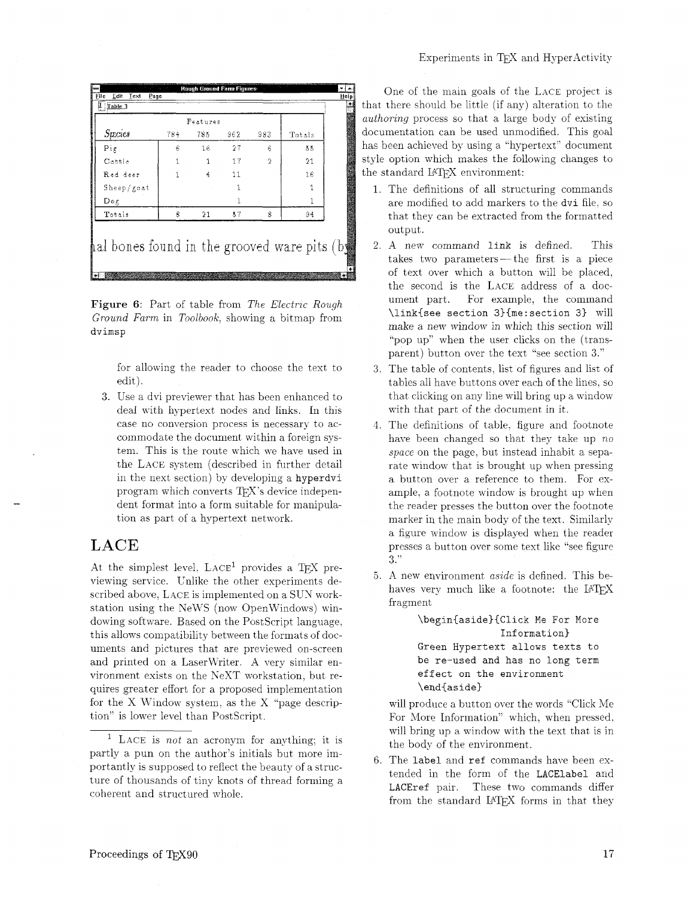| Species | Features | | | | Totals |
|---|---|---|---|---|---|
| | 784 | 785 | 962 | 983 | |
| Pig | 6 | 16 | 27 | 6 | 55 |
| Cattle | 1 | 1 | 17 | 2 | 21 |
| Red deer | 1 | 4 | 11 | | 16 |
| Sheep/goat | | | 1 | | 1 |
| Dog | | | 1 | | 1 |
| Totals | 8 | 21 | 57 | 8 | 94 |

al bones found in the grooved ware pits (b

**Figure 6**: Part of table from *The Electric Rough Ground Farm* in *Toolbook*, showing a bitmap from `dvimsp`

for allowing the reader to choose the text to edit).

3. Use a dvi previewer that has been enhanced to deal with hypertext nodes and links. In this case no conversion process is necessary to accommodate the document within a foreign system. This is the route which we have used in the LACE system (described in further detail in the next section) by developing a **hyperdvi** program which converts TeX's device independent format into a form suitable for manipulation as part of a hypertext network.

## LACE

At the simplest level, LACE[1] provides a TeX previewing service. Unlike the other experiments described above, LACE is implemented on a SUN workstation using the NeWS (now OpenWindows) windowing software. Based on the PostScript language, this allows compatibility between the formats of documents and pictures that are previewed on-screen and printed on a LaserWriter. A very similar environment exists on the NeXT workstation, but requires greater effort for a proposed implementation for the X Window system, as the X "page description" is lower level than PostScript.

[1] LACE is *not* an acronym for anything; it is partly a pun on the author's initials but more importantly is supposed to reflect the beauty of a structure of thousands of tiny knots of thread forming a coherent and structured whole.

One of the main goals of the LACE project is that there should be little (if any) alteration to the *authoring* process so that a large body of existing documentation can be used unmodified. This goal has been achieved by using a "hypertext" document style option which makes the following changes to the standard LaTeX environment:

1. The definitions of all structuring commands are modified to add markers to the `dvi` file, so that they can be extracted from the formatted output.
2. A *new command* `link` is defined. This takes two parameters — the first is a piece of text over which a button will be placed, the second is the LACE address of a document part. For example, the command `\link{see section 3}{me:section 3}` will make a new window in which this section will "pop up" when the user clicks on the (transparent) button over the text "see section 3."
3. The table of contents, list of figures and list of tables all have buttons over each of the lines, so that clicking on any line will bring up a window with that part of the document in it.
4. The definitions of table, figure and footnote have been changed so that they take up *no space* on the page, but instead inhabit a separate window that is brought up when pressing a button over a reference to them. For example, a footnote window is brought up when the reader presses the button over the footnote marker in the main body of the text. Similarly a figure window is displayed when the reader presses a button over some text like "see figure 3."
5. A new environment *aside* is defined. This behaves very much like a footnote: the LaTeX fragment

   ```
   \begin{aside}{Click Me For More
                 Information}
   Green Hypertext allows texts to
   be re-used and has no long term
   effect on the environment
   \end{aside}
   ```

   will produce a button over the words "Click Me For More Information" which, when pressed, will bring up a window with the text that is in the body of the environment.
6. The `label` and `ref` commands have been extended in the form of the `LACElabel` and `LACEref` pair. These two commands differ from the standard LaTeX forms in that they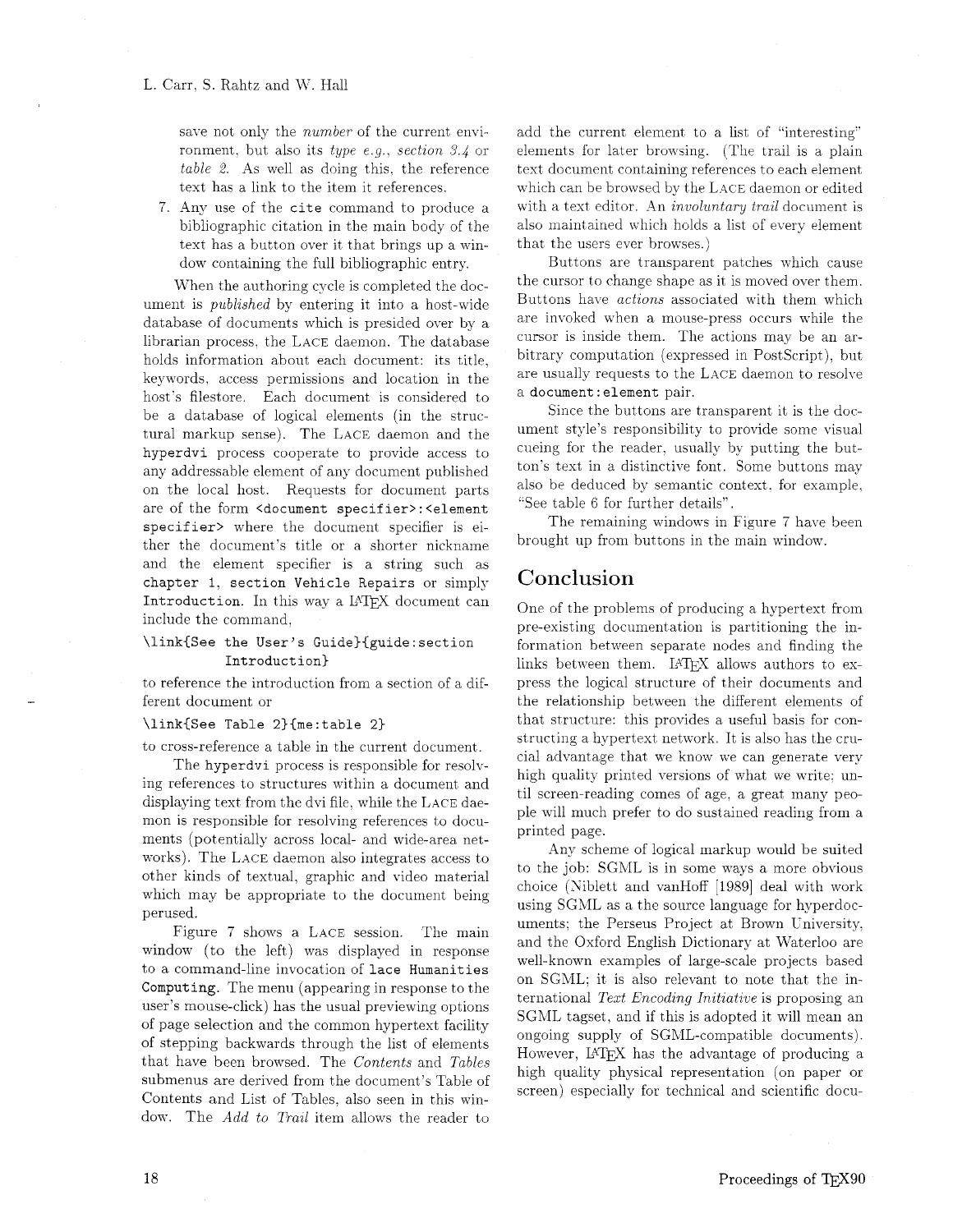save not only the *number* of the current environment, but also its *type e.g., section 3.4* or *table 2*. As well as doing this, the reference text has a link to the item it references.

7. Any use of the `cite` command to produce a bibliographic citation in the main body of the text has a button over it that brings up a window containing the full bibliographic entry.

When the authoring cycle is completed the document is *published* by entering it into a host-wide database of documents which is presided over by a librarian process, the LACE daemon. The database holds information about each document: its title, keywords, access permissions and location in the host's filestore. Each document is considered to be a database of logical elements (in the structural markup sense). The LACE daemon and the `hyperdvi` process cooperate to provide access to any addressable element of any document published on the local host. Requests for document parts are of the form `<document specifier>:<element specifier>` where the document specifier is either the document's title or a shorter nickname and the element specifier is a string such as `chapter 1`, `section Vehicle Repairs` or simply `Introduction`. In this way a LaTeX document can include the command,

```
\link{See the User's Guide}{guide:section
        Introduction}
```

to reference the introduction from a section of a different document or

```
\link{See Table 2}{me:table 2}
```

to cross-reference a table in the current document.

The `hyperdvi` process is responsible for resolving references to structures within a document and displaying text from the dvi file, while the LACE daemon is responsible for resolving references to documents (potentially across local- and wide-area networks). The LACE daemon also integrates access to other kinds of textual, graphic and video material which may be appropriate to the document being perused.

Figure 7 shows a LACE session. The main window (to the left) was displayed in response to a command-line invocation of `lace Humanities Computing`. The menu (appearing in response to the user's mouse-click) has the usual previewing options of page selection and the common hypertext facility of stepping backwards through the list of elements that have been browsed. The *Contents* and *Tables* submenus are derived from the document's Table of Contents and List of Tables, also seen in this window. The *Add to Trail* item allows the reader to add the current element to a list of "interesting" elements for later browsing. (The trail is a plain text document containing references to each element which can be browsed by the LACE daemon or edited with a text editor. An *involuntary trail* document is also maintained which holds a list of every element that the users ever browses.)

Buttons are transparent patches which cause the cursor to change shape as it is moved over them. Buttons have *actions* associated with them which are invoked when a mouse-press occurs while the cursor is inside them. The actions may be an arbitrary computation (expressed in PostScript), but are usually requests to the LACE daemon to resolve a `document:element` pair.

Since the buttons are transparent it is the document style's responsibility to provide some visual cueing for the reader, usually by putting the button's text in a distinctive font. Some buttons may also be deduced by semantic context, for example, "See table 6 for further details".

The remaining windows in Figure 7 have been brought up from buttons in the main window.

## Conclusion

One of the problems of producing a hypertext from pre-existing documentation is partitioning the information between separate nodes and finding the links between them. LaTeX allows authors to express the logical structure of their documents and the relationship between the different elements of that structure: this provides a useful basis for constructing a hypertext network. It is also has the crucial advantage that we know we can generate very high quality printed versions of what we write; until screen-reading comes of age, a great many people will much prefer to do sustained reading from a printed page.

Any scheme of logical markup would be suited to the job: SGML is in some ways a more obvious choice (Niblett and vanHoff [1989] deal with work using SGML as a the source language for hyperdocuments; the Perseus Project at Brown University, and the Oxford English Dictionary at Waterloo are well-known examples of large-scale projects based on SGML; it is also relevant to note that the international *Text Encoding Initiative* is proposing an SGML tagset, and if this is adopted it will mean an ongoing supply of SGML-compatible documents). However, LaTeX has the advantage of producing a high quality physical representation (on paper or screen) especially for technical and scientific docu-